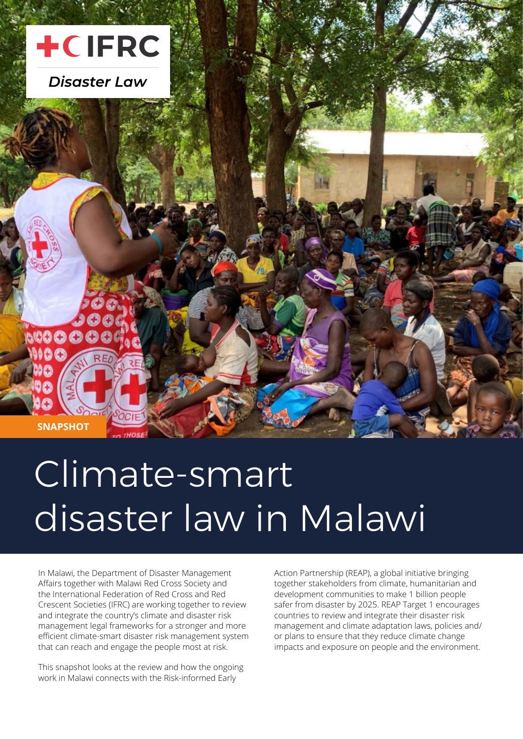IFRC

*Disaster Law*

SNAPSHOT

# Climate-smart disaster law in Malawi

In Malawi, the Department of Disaster Management Affairs together with Malawi Red Cross Society and the International Federation of Red Cross and Red Crescent Societies (IFRC) are working together to review and integrate the country's climate and disaster risk management legal frameworks for a stronger and more efficient climate-smart disaster risk management system that can reach and engage the people most at risk.

This snapshot looks at the review and how the ongoing work in Malawi connects with the Risk-informed Early Action Partnership (REAP), a global initiative bringing together stakeholders from climate, humanitarian and development communities to make 1 billion people safer from disaster by 2025. REAP Target 1 encourages countries to review and integrate their disaster risk management and climate adaptation laws, policies and/or plans to ensure that they reduce climate change impacts and exposure on people and the environment.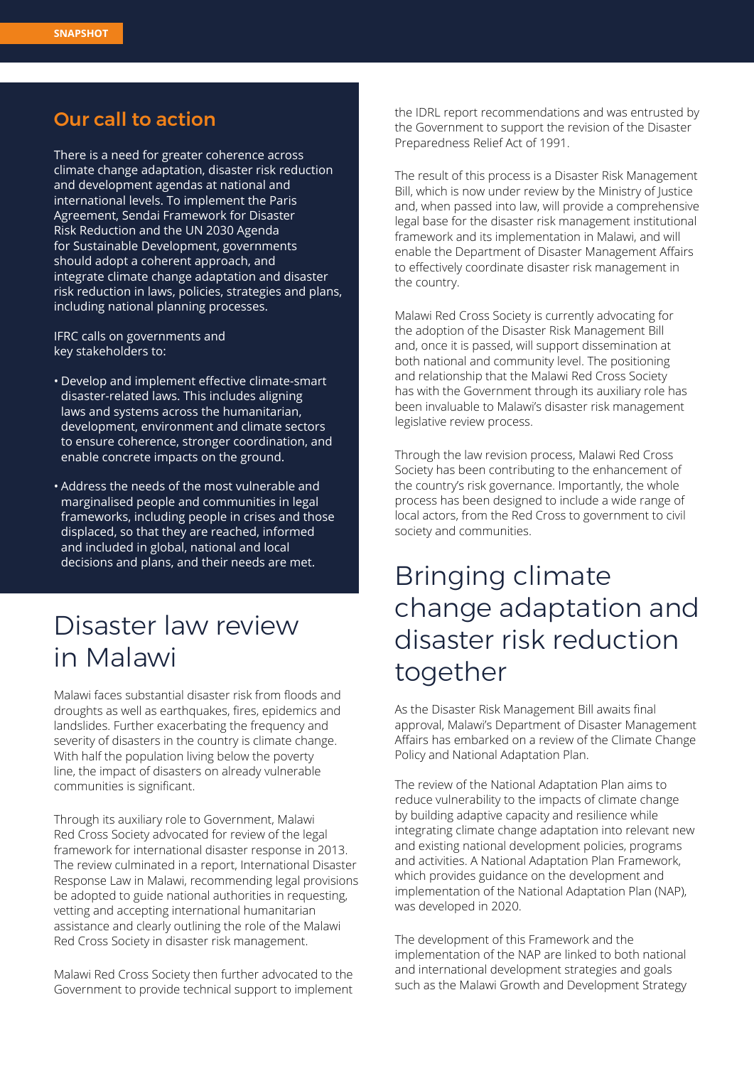## Our call to action

There is a need for greater coherence across climate change adaptation, disaster risk reduction and development agendas at national and international levels. To implement the Paris Agreement, Sendai Framework for Disaster Risk Reduction and the UN 2030 Agenda for Sustainable Development, governments should adopt a coherent approach, and integrate climate change adaptation and disaster risk reduction in laws, policies, strategies and plans, including national planning processes.

IFRC calls on governments and key stakeholders to:

- Develop and implement effective climate-smart disaster-related laws. This includes aligning laws and systems across the humanitarian, development, environment and climate sectors to ensure coherence, stronger coordination, and enable concrete impacts on the ground.
- Address the needs of the most vulnerable and marginalised people and communities in legal frameworks, including people in crises and those displaced, so that they are reached, informed and included in global, national and local decisions and plans, and their needs are met.

# Disaster law review in Malawi

Malawi faces substantial disaster risk from floods and droughts as well as earthquakes, fires, epidemics and landslides. Further exacerbating the frequency and severity of disasters in the country is climate change. With half the population living below the poverty line, the impact of disasters on already vulnerable communities is significant.

Through its auxiliary role to Government, Malawi Red Cross Society advocated for review of the legal framework for international disaster response in 2013. The review culminated in a report, International Disaster Response Law in Malawi, recommending legal provisions be adopted to guide national authorities in requesting, vetting and accepting international humanitarian assistance and clearly outlining the role of the Malawi Red Cross Society in disaster risk management.

Malawi Red Cross Society then further advocated to the Government to provide technical support to implement the IDRL report recommendations and was entrusted by the Government to support the revision of the Disaster Preparedness Relief Act of 1991.

The result of this process is a Disaster Risk Management Bill, which is now under review by the Ministry of Justice and, when passed into law, will provide a comprehensive legal base for the disaster risk management institutional framework and its implementation in Malawi, and will enable the Department of Disaster Management Affairs to effectively coordinate disaster risk management in the country.

Malawi Red Cross Society is currently advocating for the adoption of the Disaster Risk Management Bill and, once it is passed, will support dissemination at both national and community level. The positioning and relationship that the Malawi Red Cross Society has with the Government through its auxiliary role has been invaluable to Malawi's disaster risk management legislative review process.

Through the law revision process, Malawi Red Cross Society has been contributing to the enhancement of the country's risk governance. Importantly, the whole process has been designed to include a wide range of local actors, from the Red Cross to government to civil society and communities.

# Bringing climate change adaptation and disaster risk reduction together

As the Disaster Risk Management Bill awaits final approval, Malawi's Department of Disaster Management Affairs has embarked on a review of the Climate Change Policy and National Adaptation Plan.

The review of the National Adaptation Plan aims to reduce vulnerability to the impacts of climate change by building adaptive capacity and resilience while integrating climate change adaptation into relevant new and existing national development policies, programs and activities. A National Adaptation Plan Framework, which provides guidance on the development and implementation of the National Adaptation Plan (NAP), was developed in 2020.

The development of this Framework and the implementation of the NAP are linked to both national and international development strategies and goals such as the Malawi Growth and Development Strategy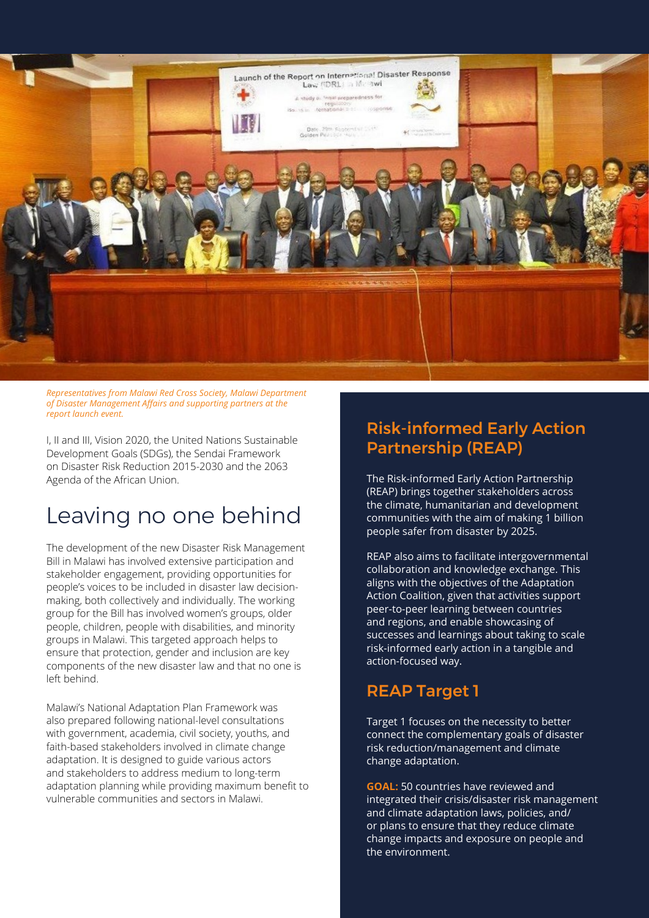*Representatives from Malawi Red Cross Society, Malawi Department of Disaster Management Affairs and supporting partners at the report launch event.*

I, II and III, Vision 2020, the United Nations Sustainable Development Goals (SDGs), the Sendai Framework on Disaster Risk Reduction 2015-2030 and the 2063 Agenda of the African Union.

# Leaving no one behind

The development of the new Disaster Risk Management Bill in Malawi has involved extensive participation and stakeholder engagement, providing opportunities for people's voices to be included in disaster law decision-making, both collectively and individually. The working group for the Bill has involved women's groups, older people, children, people with disabilities, and minority groups in Malawi. This targeted approach helps to ensure that protection, gender and inclusion are key components of the new disaster law and that no one is left behind.

Malawi's National Adaptation Plan Framework was also prepared following national-level consultations with government, academia, civil society, youths, and faith-based stakeholders involved in climate change adaptation. It is designed to guide various actors and stakeholders to address medium to long-term adaptation planning while providing maximum benefit to vulnerable communities and sectors in Malawi.

## Risk-informed Early Action Partnership (REAP)

The Risk-informed Early Action Partnership (REAP) brings together stakeholders across the climate, humanitarian and development communities with the aim of making 1 billion people safer from disaster by 2025.

REAP also aims to facilitate intergovernmental collaboration and knowledge exchange. This aligns with the objectives of the Adaptation Action Coalition, given that activities support peer-to-peer learning between countries and regions, and enable showcasing of successes and learnings about taking to scale risk-informed early action in a tangible and action-focused way.

## REAP Target 1

Target 1 focuses on the necessity to better connect the complementary goals of disaster risk reduction/management and climate change adaptation.

**GOAL:** 50 countries have reviewed and integrated their crisis/disaster risk management and climate adaptation laws, policies, and/or plans to ensure that they reduce climate change impacts and exposure on people and the environment.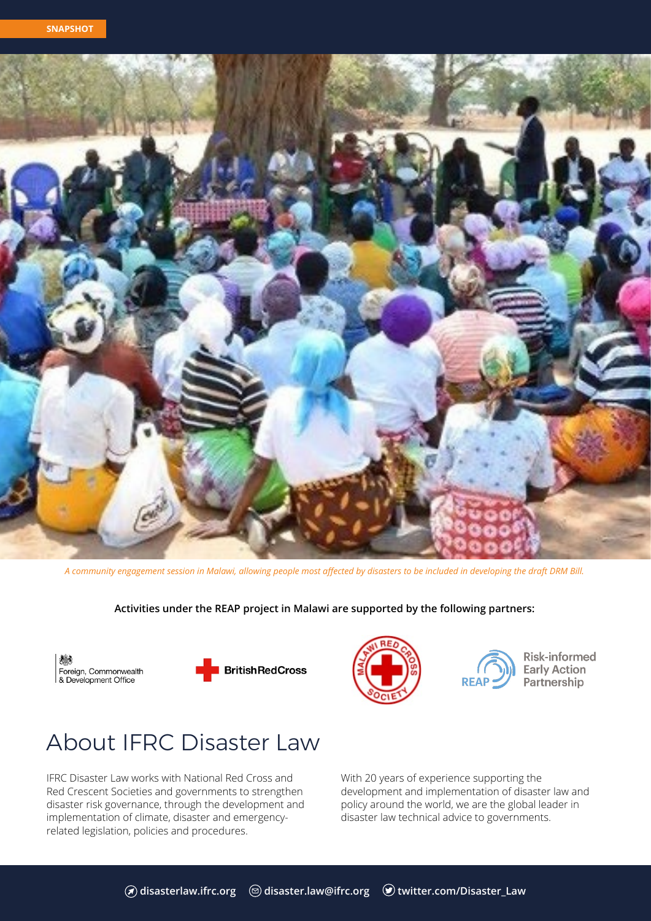SNAPSHOT

*A community engagement session in Malawi, allowing people most affected by disasters to be included in developing the draft DRM Bill.*

**Activities under the REAP project in Malawi are supported by the following partners:**

Foreign, Commonwealth & Development Office

BritishRedCross

Malawi Red Cross Society

REAP Risk-informed Early Action Partnership

# About IFRC Disaster Law

IFRC Disaster Law works with National Red Cross and Red Crescent Societies and governments to strengthen disaster risk governance, through the development and implementation of climate, disaster and emergency-related legislation, policies and procedures.

With 20 years of experience supporting the development and implementation of disaster law and policy around the world, we are the global leader in disaster law technical advice to governments.

disasterlaw.ifrc.org disaster.law@ifrc.org twitter.com/Disaster_Law